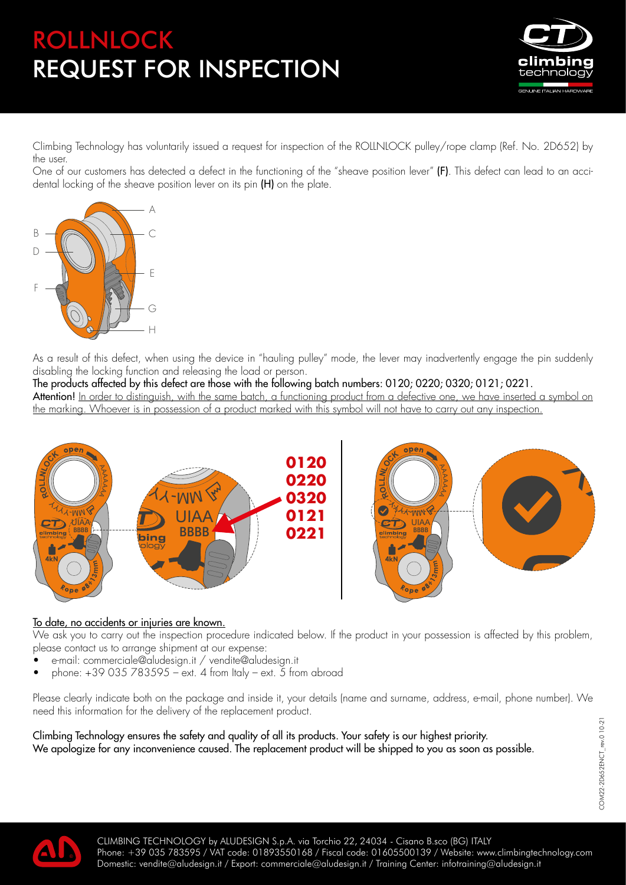# ROLLNLOCK
# REQUEST FOR INSPECTION

Climbing Technology has voluntarily issued a request for inspection of the ROLLNLOCK pulley/rope clamp (Ref. No. 2D652) by the user.

One of our customers has detected a defect in the functioning of the "sheave position lever" **(F)**. This defect can lead to an accidental locking of the sheave position lever on its pin **(H)** on the plate.

As a result of this defect, when using the device in "hauling pulley" mode, the lever may inadvertently engage the pin suddenly disabling the locking function and releasing the load or person.

**The products affected by this defect are those with the following batch numbers: 0120; 0220; 0320; 0121; 0221.**

**Attention!** In order to distinguish, with the same batch, a functioning product from a defective one, we have inserted a symbol on the marking. Whoever is in possession of a product marked with this symbol will not have to carry out any inspection.

**0120**
**0220**
**0320**
**0121**
**0221**

To date, no accidents or injuries are known.

We ask you to carry out the inspection procedure indicated below. If the product in your possession is affected by this problem, please contact us to arrange shipment at our expense:

- e-mail: commerciale@aludesign.it / vendite@aludesign.it
- phone: +39 035 783595 – ext. 4 from Italy – ext. 5 from abroad

Please clearly indicate both on the package and inside it, your details (name and surname, address, e-mail, phone number). We need this information for the delivery of the replacement product.

Climbing Technology ensures the safety and quality of all its products. Your safety is our highest priority.
We apologize for any inconvenience caused. The replacement product will be shipped to you as soon as possible.

COM22-2D652ENCT_rev.0 10-21

CLIMBING TECHNOLOGY by ALUDESIGN S.p.A. via Torchio 22, 24034 - Cisano B.sco (BG) ITALY
Phone: +39 035 783595 / VAT code: 01893550168 / Fiscal code: 01605500139 / Website: www.climbingtechnology.com
Domestic: vendite@aludesign.it / Export: commerciale@aludesign.it / Training Center: infotraining@aludesign.it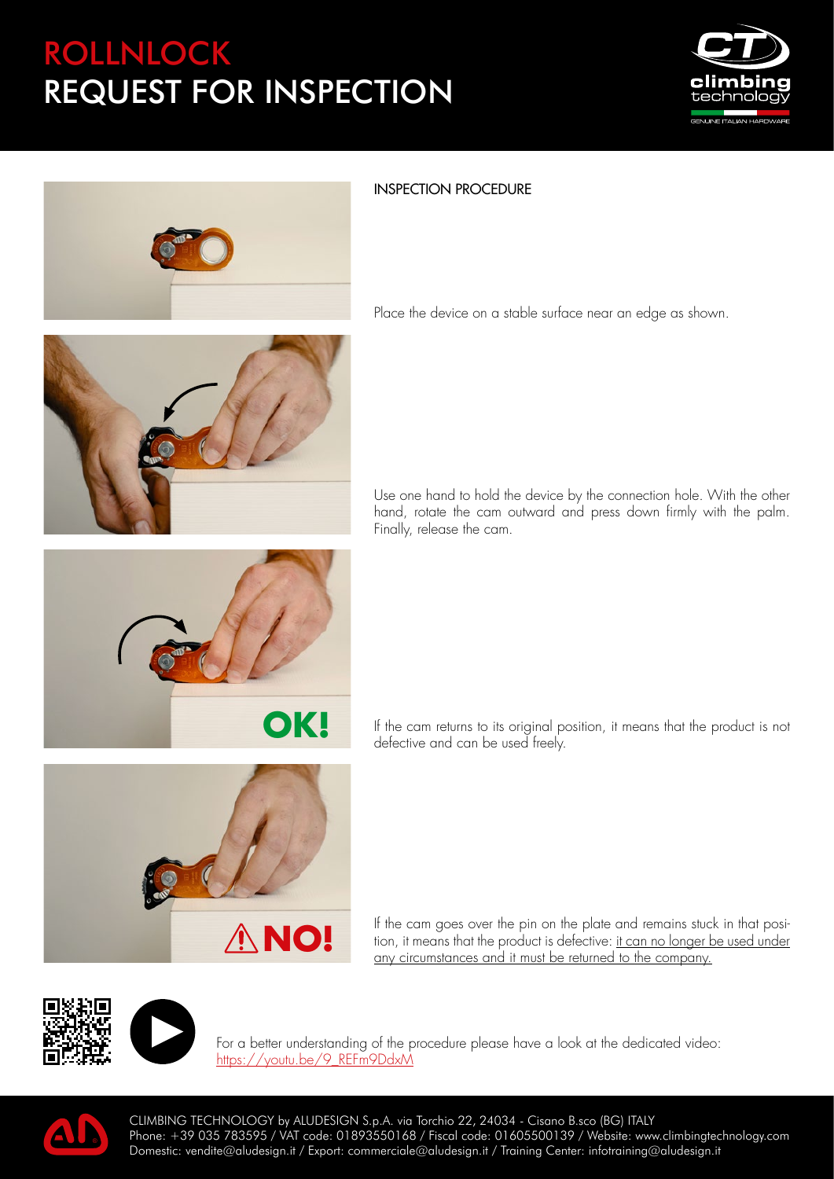# ROLLNLOCK
# REQUEST FOR INSPECTION

climbing technology

GENUINE ITALIAN HARDWARE

## INSPECTION PROCEDURE

Place the device on a stable surface near an edge as shown.

Use one hand to hold the device by the connection hole. With the other hand, rotate the cam outward and press down firmly with the palm. Finally, release the cam.

**OK!**

If the cam returns to its original position, it means that the product is not defective and can be used freely.

**⚠NO!**

If the cam goes over the pin on the plate and remains stuck in that position, it means that the product is defective: it can no longer be used under any circumstances and it must be returned to the company.

For a better understanding of the procedure please have a look at the dedicated video: https://youtu.be/9_REFm9DdxM

CLIMBING TECHNOLOGY by ALUDESIGN S.p.A. via Torchio 22, 24034 - Cisano B.sco (BG) ITALY
Phone: +39 035 783595 / VAT code: 01893550168 / Fiscal code: 01605500139 / Website: www.climbingtechnology.com
Domestic: vendite@aludesign.it / Export: commerciale@aludesign.it / Training Center: infotraining@aludesign.it